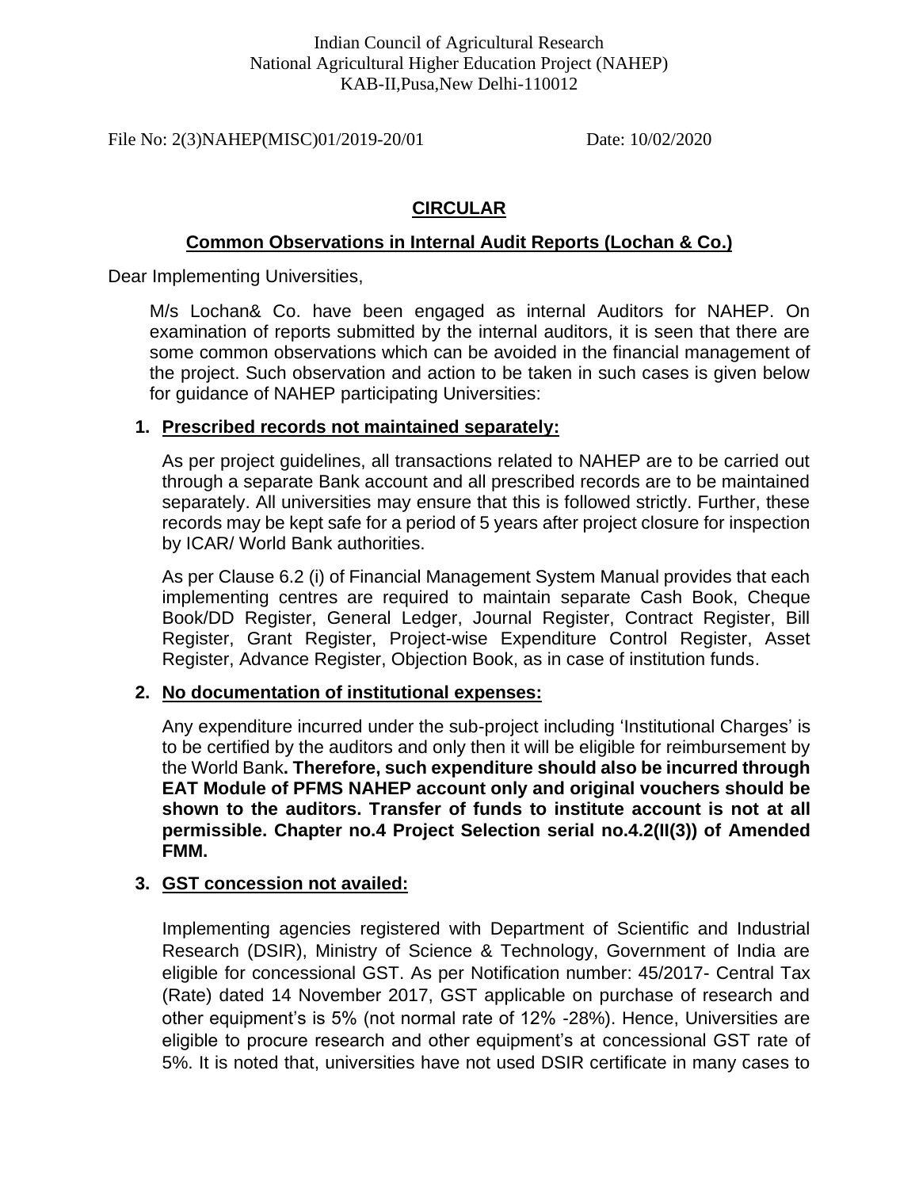Indian Council of Agricultural Research
National Agricultural Higher Education Project (NAHEP)
KAB-II,Pusa,New Delhi-110012

File No: 2(3)NAHEP(MISC)01/2019-20/01 Date: 10/02/2020

# CIRCULAR

## Common Observations in Internal Audit Reports (Lochan & Co.)

Dear Implementing Universities,

M/s Lochan& Co. have been engaged as internal Auditors for NAHEP. On examination of reports submitted by the internal auditors, it is seen that there are some common observations which can be avoided in the financial management of the project. Such observation and action to be taken in such cases is given below for guidance of NAHEP participating Universities:

### 1. Prescribed records not maintained separately:

As per project guidelines, all transactions related to NAHEP are to be carried out through a separate Bank account and all prescribed records are to be maintained separately. All universities may ensure that this is followed strictly. Further, these records may be kept safe for a period of 5 years after project closure for inspection by ICAR/ World Bank authorities.

As per Clause 6.2 (i) of Financial Management System Manual provides that each implementing centres are required to maintain separate Cash Book, Cheque Book/DD Register, General Ledger, Journal Register, Contract Register, Bill Register, Grant Register, Project-wise Expenditure Control Register, Asset Register, Advance Register, Objection Book, as in case of institution funds.

### 2. No documentation of institutional expenses:

Any expenditure incurred under the sub-project including 'Institutional Charges' is to be certified by the auditors and only then it will be eligible for reimbursement by the World Bank**. Therefore, such expenditure should also be incurred through EAT Module of PFMS NAHEP account only and original vouchers should be shown to the auditors. Transfer of funds to institute account is not at all permissible. Chapter no.4 Project Selection serial no.4.2(II(3)) of Amended FMM.**

### 3. GST concession not availed:

Implementing agencies registered with Department of Scientific and Industrial Research (DSIR), Ministry of Science & Technology, Government of India are eligible for concessional GST. As per Notification number: 45/2017- Central Tax (Rate) dated 14 November 2017, GST applicable on purchase of research and other equipment's is 5% (not normal rate of 12% -28%). Hence, Universities are eligible to procure research and other equipment's at concessional GST rate of 5%. It is noted that, universities have not used DSIR certificate in many cases to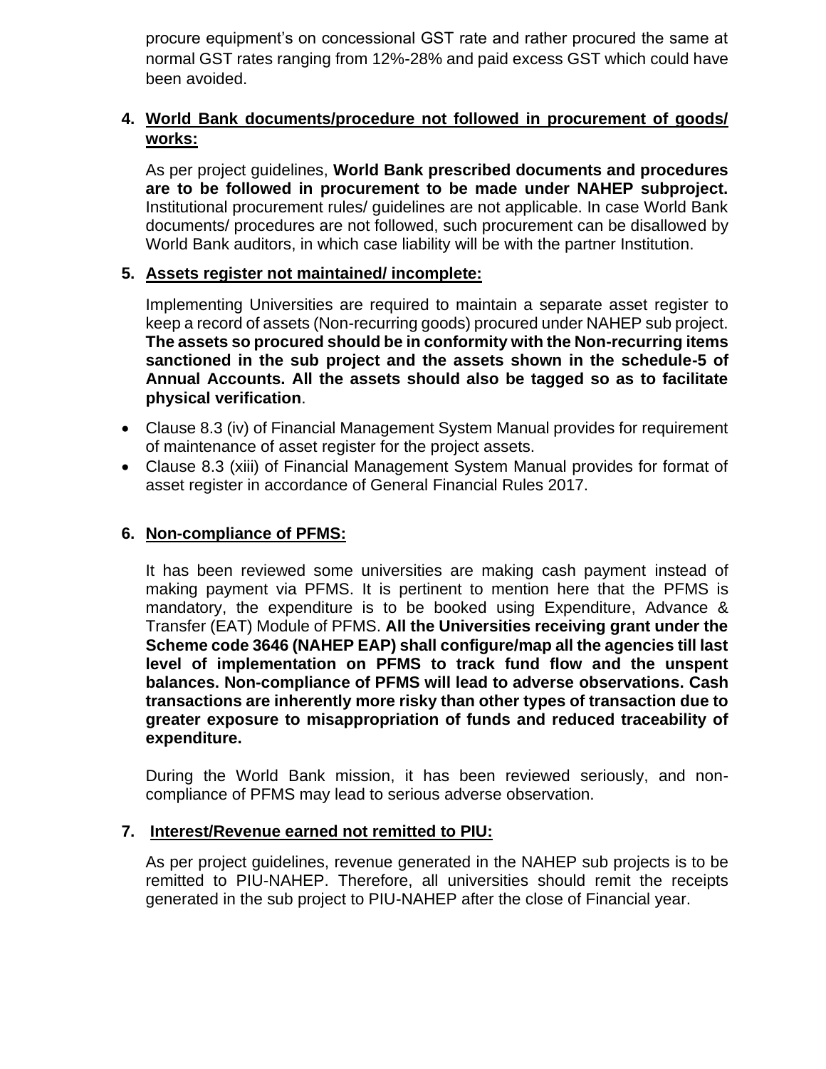procure equipment's on concessional GST rate and rather procured the same at normal GST rates ranging from 12%-28% and paid excess GST which could have been avoided.

4. **World Bank documents/procedure not followed in procurement of goods/ works:**

   As per project guidelines, **World Bank prescribed documents and procedures are to be followed in procurement to be made under NAHEP subproject.** Institutional procurement rules/ guidelines are not applicable. In case World Bank documents/ procedures are not followed, such procurement can be disallowed by World Bank auditors, in which case liability will be with the partner Institution.

5. **Assets register not maintained/ incomplete:**

   Implementing Universities are required to maintain a separate asset register to keep a record of assets (Non-recurring goods) procured under NAHEP sub project. **The assets so procured should be in conformity with the Non-recurring items sanctioned in the sub project and the assets shown in the schedule-5 of Annual Accounts. All the assets should also be tagged so as to facilitate physical verification**.

- Clause 8.3 (iv) of Financial Management System Manual provides for requirement of maintenance of asset register for the project assets.
- Clause 8.3 (xiii) of Financial Management System Manual provides for format of asset register in accordance of General Financial Rules 2017.

6. **Non-compliance of PFMS:**

   It has been reviewed some universities are making cash payment instead of making payment via PFMS. It is pertinent to mention here that the PFMS is mandatory, the expenditure is to be booked using Expenditure, Advance & Transfer (EAT) Module of PFMS. **All the Universities receiving grant under the Scheme code 3646 (NAHEP EAP) shall configure/map all the agencies till last level of implementation on PFMS to track fund flow and the unspent balances. Non-compliance of PFMS will lead to adverse observations. Cash transactions are inherently more risky than other types of transaction due to greater exposure to misappropriation of funds and reduced traceability of expenditure.**

   During the World Bank mission, it has been reviewed seriously, and non-compliance of PFMS may lead to serious adverse observation.

7. **Interest/Revenue earned not remitted to PIU:**

   As per project guidelines, revenue generated in the NAHEP sub projects is to be remitted to PIU-NAHEP. Therefore, all universities should remit the receipts generated in the sub project to PIU-NAHEP after the close of Financial year.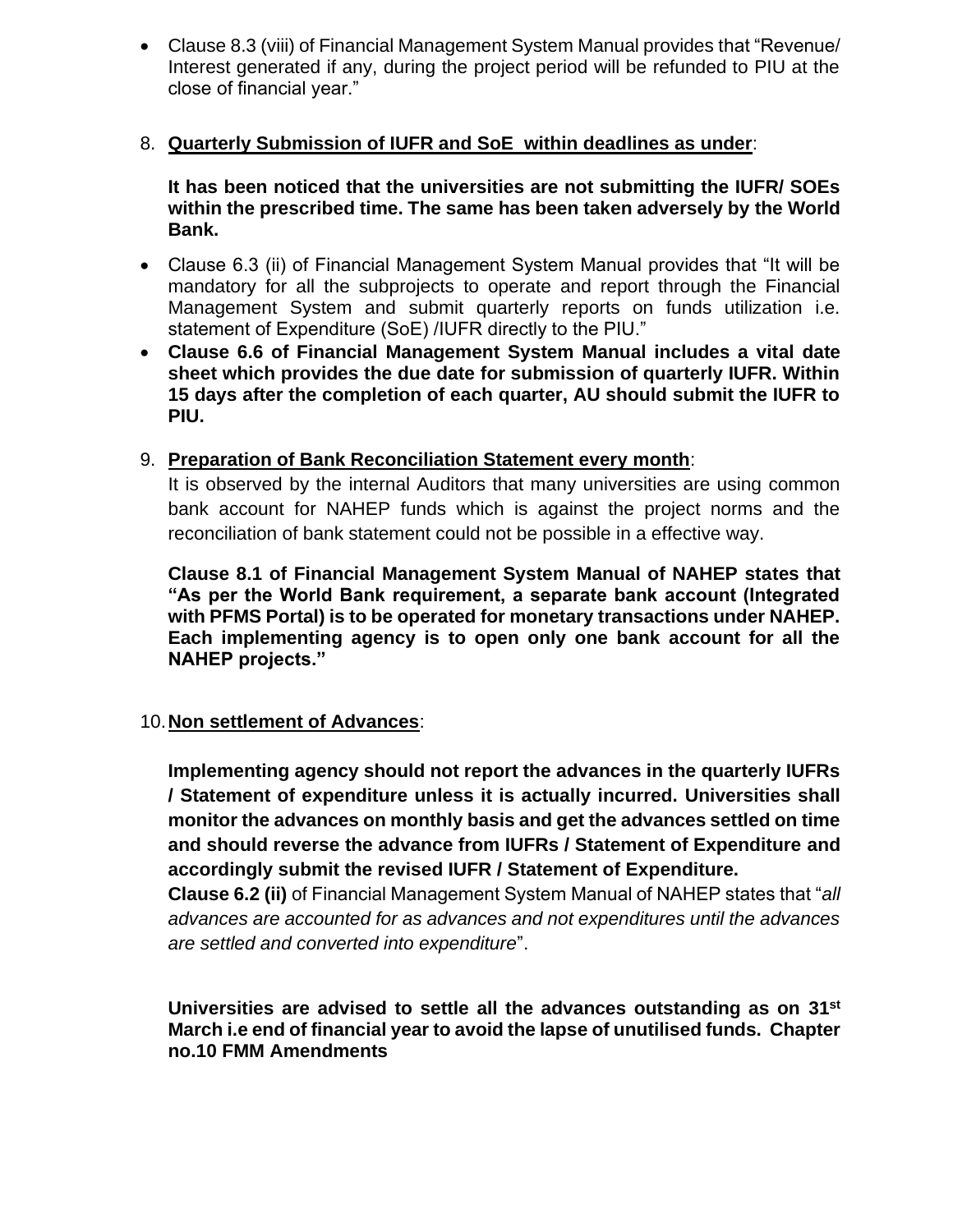- Clause 8.3 (viii) of Financial Management System Manual provides that “Revenue/ Interest generated if any, during the project period will be refunded to PIU at the close of financial year.”

8. **<u>Quarterly Submission of IUFR and SoE within deadlines as under</u>**:

   **It has been noticed that the universities are not submitting the IUFR/ SOEs within the prescribed time. The same has been taken adversely by the World Bank.**

- Clause 6.3 (ii) of Financial Management System Manual provides that “It will be mandatory for all the subprojects to operate and report through the Financial Management System and submit quarterly reports on funds utilization i.e. statement of Expenditure (SoE) /IUFR directly to the PIU.”
- **Clause 6.6 of Financial Management System Manual includes a vital date sheet which provides the due date for submission of quarterly IUFR. Within 15 days after the completion of each quarter, AU should submit the IUFR to PIU.**

9. **<u>Preparation of Bank Reconciliation Statement every month</u>**:

   It is observed by the internal Auditors that many universities are using common bank account for NAHEP funds which is against the project norms and the reconciliation of bank statement could not be possible in a effective way.

   **Clause 8.1 of Financial Management System Manual of NAHEP states that “As per the World Bank requirement, a separate bank account (Integrated with PFMS Portal) is to be operated for monetary transactions under NAHEP. Each implementing agency is to open only one bank account for all the NAHEP projects.”**

10. **<u>Non settlement of Advances</u>**:

    **Implementing agency should not report the advances in the quarterly IUFRs / Statement of expenditure unless it is actually incurred. Universities shall monitor the advances on monthly basis and get the advances settled on time and should reverse the advance from IUFRs / Statement of Expenditure and accordingly submit the revised IUFR / Statement of Expenditure.**

    **Clause 6.2 (ii)** of Financial Management System Manual of NAHEP states that “*all advances are accounted for as advances and not expenditures until the advances are settled and converted into expenditure*”.

    **Universities are advised to settle all the advances outstanding as on 31st March i.e end of financial year to avoid the lapse of unutilised funds. Chapter no.10 FMM Amendments**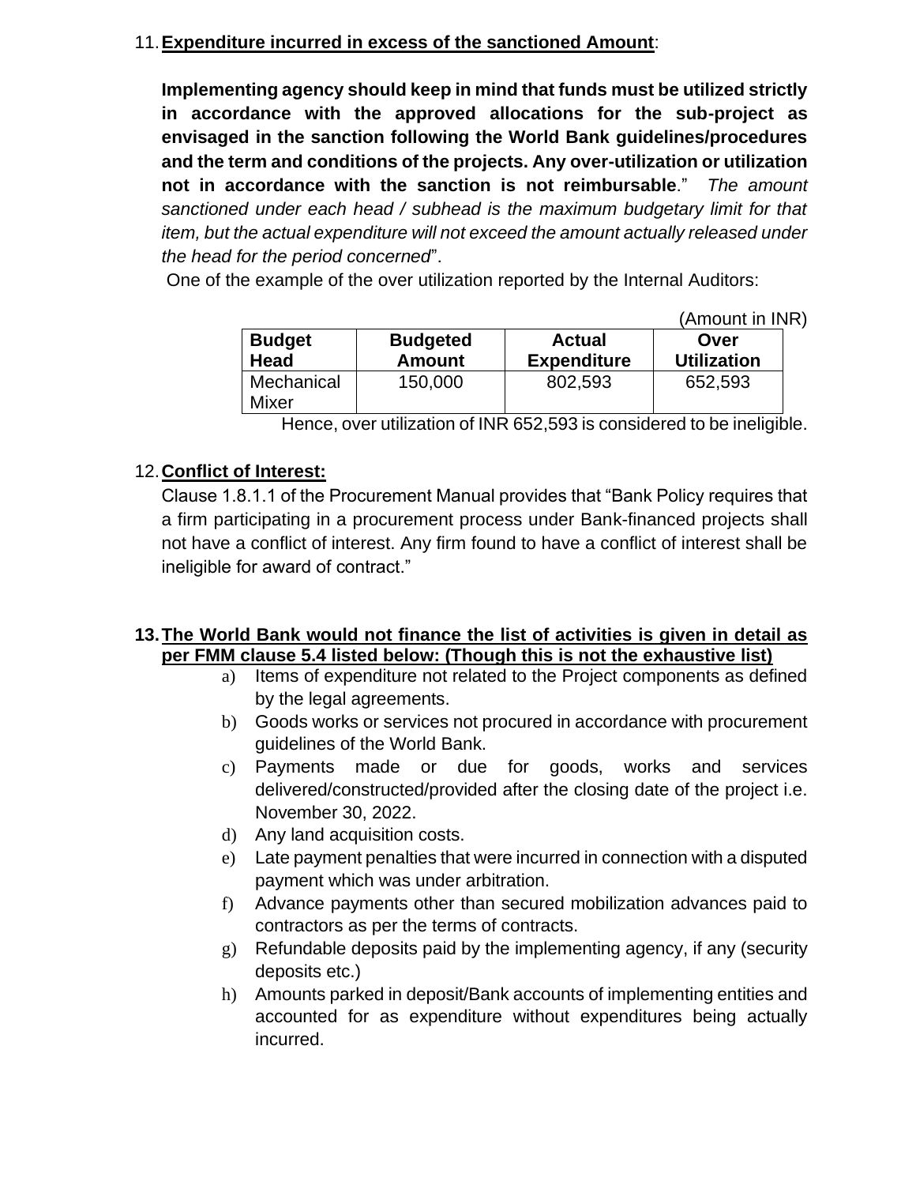11. **Expenditure incurred in excess of the sanctioned Amount**:

    **Implementing agency should keep in mind that funds must be utilized strictly in accordance with the approved allocations for the sub-project as envisaged in the sanction following the World Bank guidelines/procedures and the term and conditions of the projects. Any over-utilization or utilization not in accordance with the sanction is not reimbursable**." *The amount sanctioned under each head / subhead is the maximum budgetary limit for that item, but the actual expenditure will not exceed the amount actually released under the head for the period concerned*".

    One of the example of the over utilization reported by the Internal Auditors:

    (Amount in INR)

    | Budget Head | Budgeted Amount | Actual Expenditure | Over Utilization |
    |---|---|---|---|
    | Mechanical Mixer | 150,000 | 802,593 | 652,593 |

    Hence, over utilization of INR 652,593 is considered to be ineligible.

12. **Conflict of Interest:**

    Clause 1.8.1.1 of the Procurement Manual provides that "Bank Policy requires that a firm participating in a procurement process under Bank-financed projects shall not have a conflict of interest. Any firm found to have a conflict of interest shall be ineligible for award of contract."

13. **The World Bank would not finance the list of activities is given in detail as per FMM clause 5.4 listed below: (Though this is not the exhaustive list)**

    a) Items of expenditure not related to the Project components as defined by the legal agreements.
    b) Goods works or services not procured in accordance with procurement guidelines of the World Bank.
    c) Payments made or due for goods, works and services delivered/constructed/provided after the closing date of the project i.e. November 30, 2022.
    d) Any land acquisition costs.
    e) Late payment penalties that were incurred in connection with a disputed payment which was under arbitration.
    f) Advance payments other than secured mobilization advances paid to contractors as per the terms of contracts.
    g) Refundable deposits paid by the implementing agency, if any (security deposits etc.)
    h) Amounts parked in deposit/Bank accounts of implementing entities and accounted for as expenditure without expenditures being actually incurred.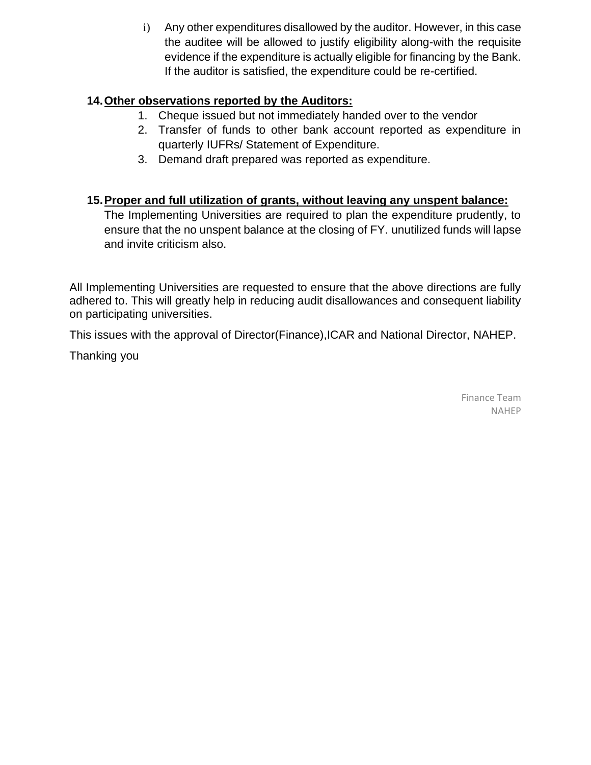i) Any other expenditures disallowed by the auditor. However, in this case the auditee will be allowed to justify eligibility along-with the requisite evidence if the expenditure is actually eligible for financing by the Bank. If the auditor is satisfied, the expenditure could be re-certified.

**14. <u>Other observations reported by the Auditors:</u>**

1. Cheque issued but not immediately handed over to the vendor
2. Transfer of funds to other bank account reported as expenditure in quarterly IUFRs/ Statement of Expenditure.
3. Demand draft prepared was reported as expenditure.

**15. <u>Proper and full utilization of grants, without leaving any unspent balance:</u>**

The Implementing Universities are required to plan the expenditure prudently, to ensure that the no unspent balance at the closing of FY. unutilized funds will lapse and invite criticism also.

All Implementing Universities are requested to ensure that the above directions are fully adhered to. This will greatly help in reducing audit disallowances and consequent liability on participating universities.

This issues with the approval of Director(Finance),ICAR and National Director, NAHEP.

Thanking you

Finance Team
NAHEP